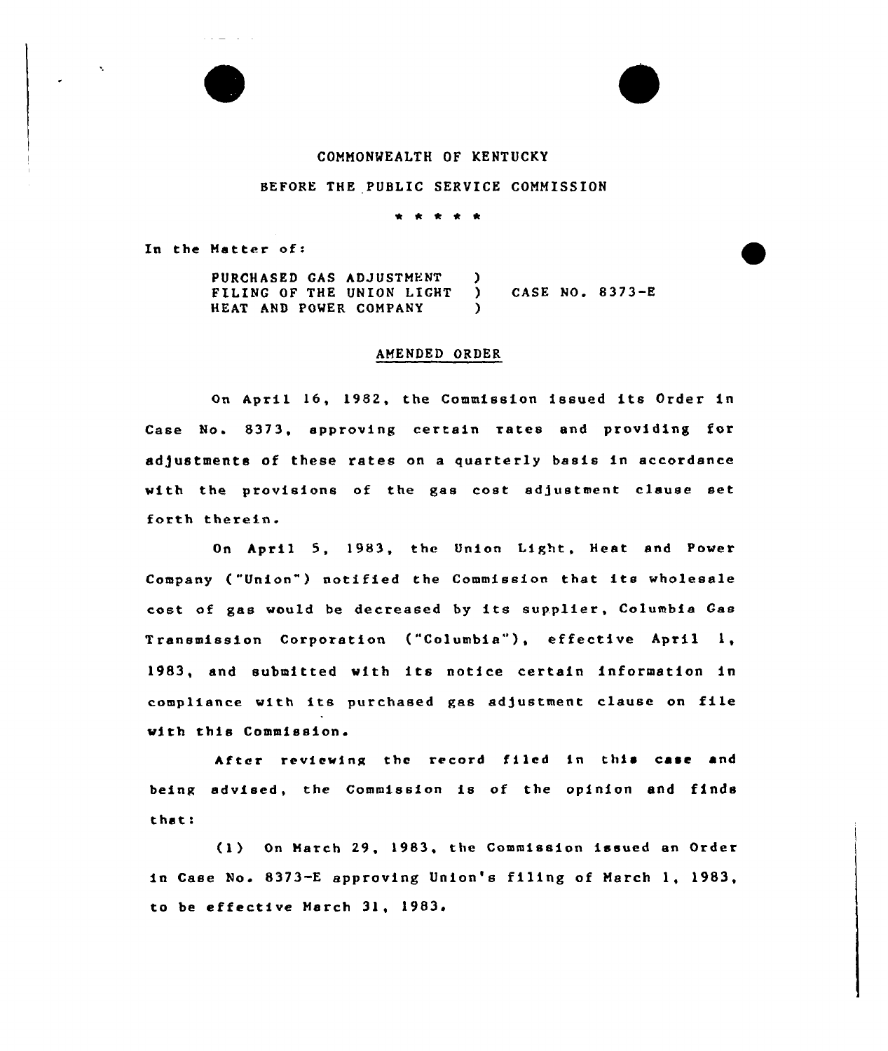COMMONWEALTH OF KENTUCKY

BEFORE THE PUBLIC SERVICE COMMISSION

\* \* \* \* \*

In the Matter of:

PURCHASED GAS ADJUSTMENT )
FILING OF THE UNION LIGHT ) CASE NO. 8373-E
HEAT AND POWER COMPANY )

## AMENDED ORDER

On April 16, 1982, the Commission issued its Order in Case No. 8373, approving certain rates and providing for adjustments of these rates on a quarterly basis in accordance with the provisions of the gas cost adjustment clause set forth therein.

On April 5, 1983, the Union Light, Heat and Power Company ("Union") notified the Commission that its wholesale cost of gas would be decreased by its supplier, Columbia Gas Transmission Corporation ("Columbia"), effective April 1, 1983, and submitted with its notice certain information in compliance with its purchased gas adjustment clause on file with this Commission.

After reviewing the record filed in this case and being advised, the Commission is of the opinion and finds that:

(1) On March 29, 1983, the Commission issued an Order in Case No. 8373-E approving Union's filing of March 1, 1983, to be effective March 31, 1983.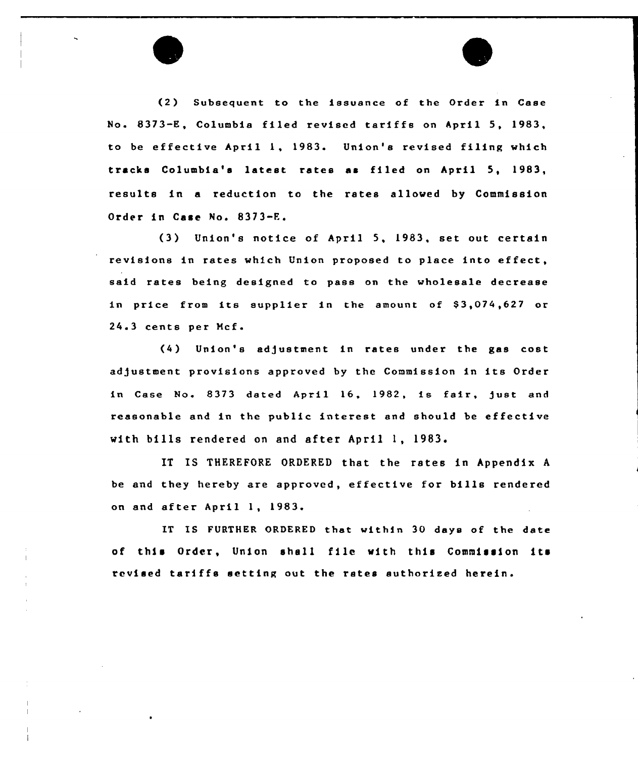(2) Subsequent to the issuance of the Order in Case No. 8373-E, Columbia filed revised tariffs on April 5, 1983, to be effective April 1, 1983. Union's revised filing which tracks Columbia's latest rates as filed on April 5, 1983, results in a reduction to the rates allowed by Commission Order in Case No. 8373-E.

(3) Union's notice of April 5, 1983, set out certain revisions in rates which Union proposed to place into effect, said rates being designed to pass on the wholesale decrease in price from its supplier in the amount of $3,074,627 or 24.3 cents per Mcf.

(4) Union's adjustment in rates under the gas cost adjustment provisions approved by the Commission in its Order in Case No. 8373 dated April 16, 1982, is fair, just and reasonable and in the public interest and should be effective with bills rendered on and after April 1, 1983.

IT IS THEREFORE ORDERED that the rates in Appendix A be and they hereby are approved, effective for bills rendered on and after April 1, 1983.

IT IS FURTHER ORDERED that within 30 days of the date of this Order, Union shall file with this Commission its revised tariffs setting out the rates authorized herein.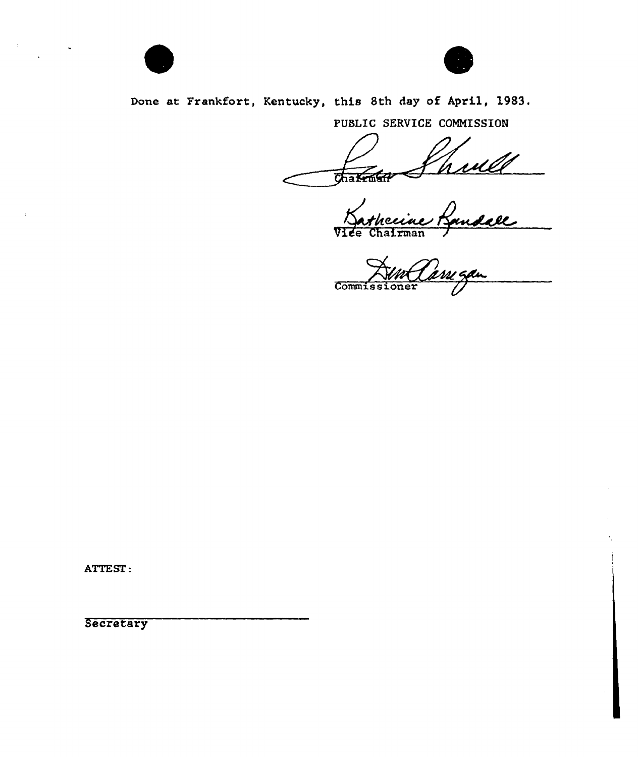Done at Frankfort, Kentucky, this 8th day of April, 1983.

PUBLIC SERVICE COMMISSION

Chairman

Vice Chairman

Commissioner

ATTEST:

Secretary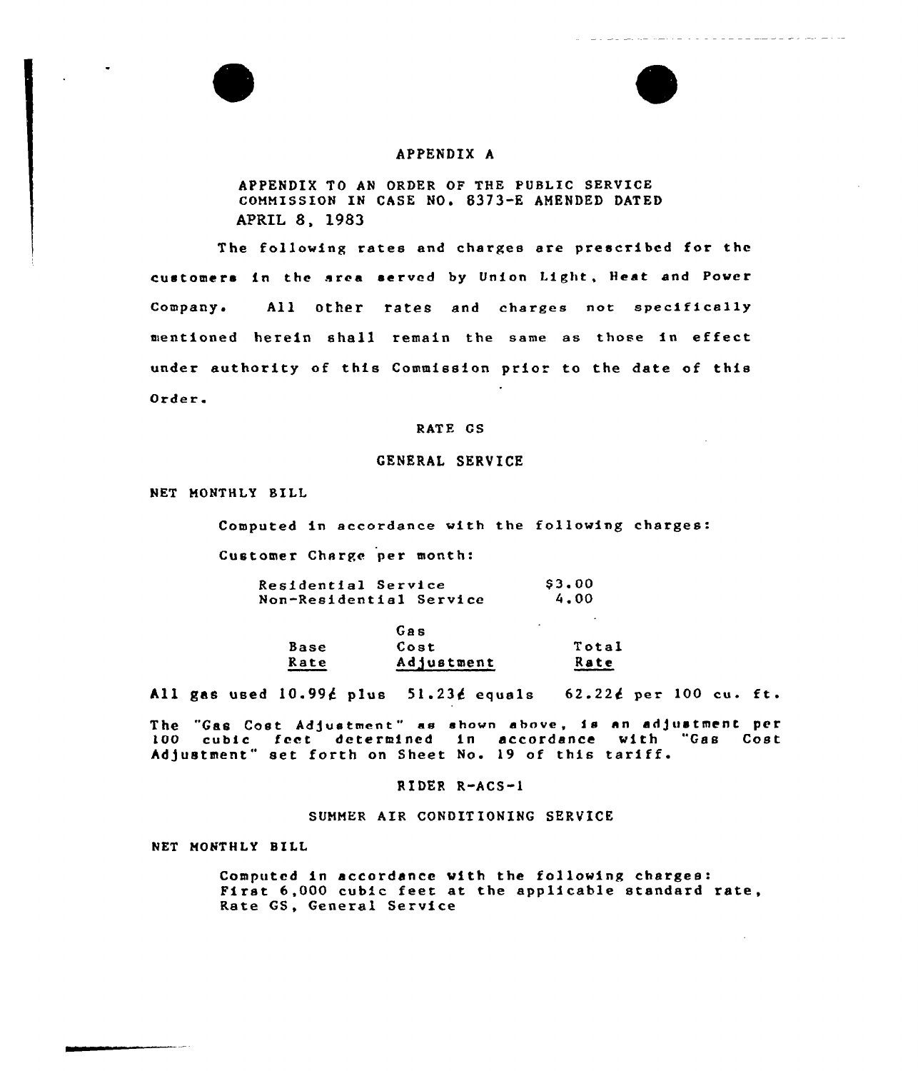# APPENDIX A

APPENDIX TO AN ORDER OF THE PUBLIC SERVICE COMMISSION IN CASE NO. 8373-E AMENDED DATED APRIL 8, 1983

The following rates and charges are prescribed for the customers in the area served by Union Light, Heat and Power Company. All other rates and charges not specifically mentioned herein shall remain the same as those in effect under authority of this Commission prior to the date of this Order.

## RATE GS

## GENERAL SERVICE

NET MONTHLY BILL

Computed in accordance with the following charges:

Customer Charge per month:

| | |
|---|---|
| Residential Service | $3.00 |
| Non-Residential Service | 4.00 |

| | Base Rate | | Gas Cost Adjustment | | Total Rate | |
|---|---|---|---|---|---|---|
| All gas used | 10.99¢ | plus | 51.23¢ | equals | 62.22¢ | per 100 cu. ft. |

The "Gas Cost Adjustment" as shown above, is an adjustment per 100 cubic feet determined in accordance with "Gas Cost Adjustment" set forth on Sheet No. 19 of this tariff.

## RIDER R-ACS-1

## SUMMER AIR CONDITIONING SERVICE

NET MONTHLY BILL

Computed in accordance with the following charges:
First 6,000 cubic feet at the applicable standard rate, Rate GS, General Service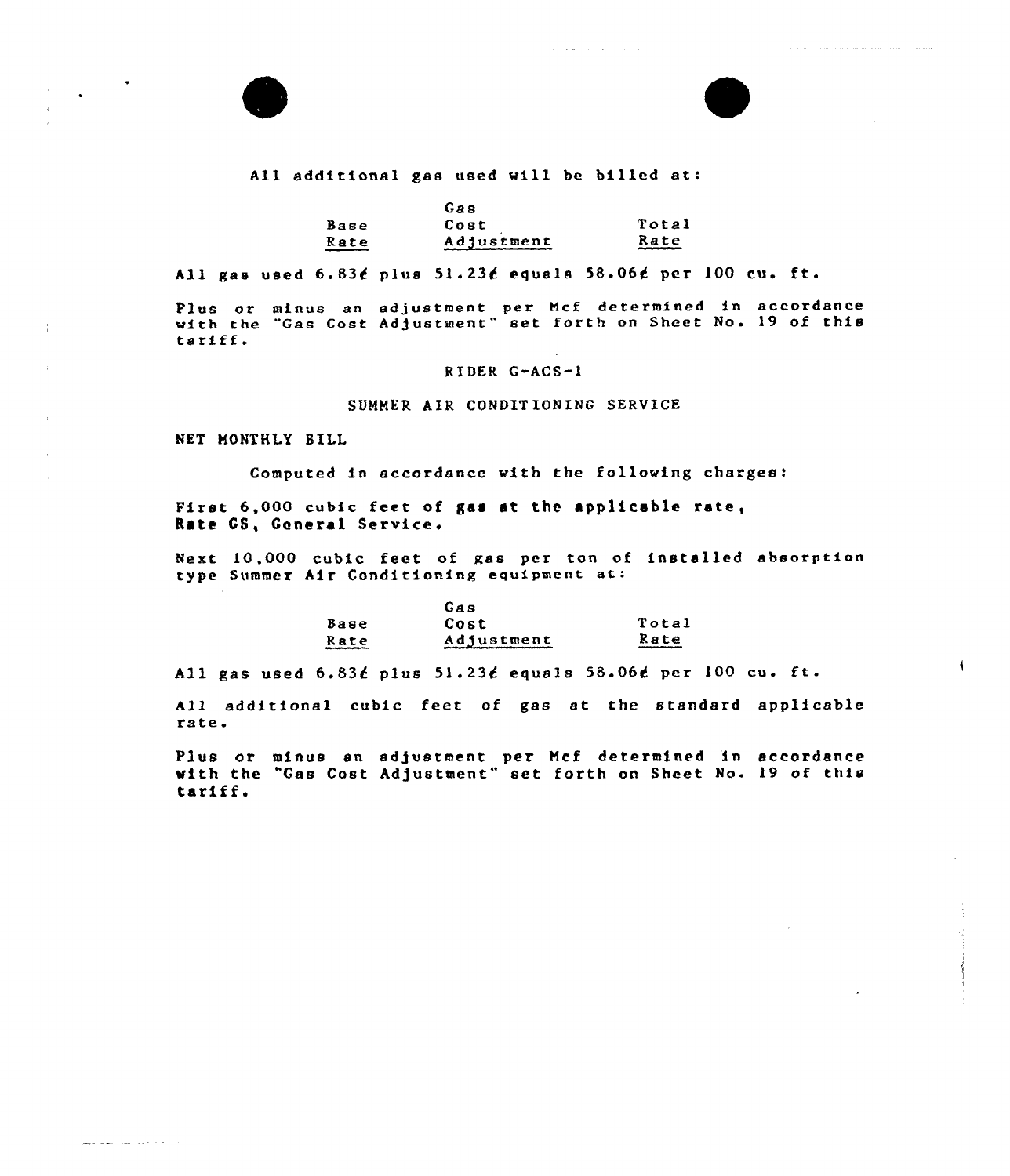All additional gas used will be billed at:

| Base Rate | Gas Cost Adjustment | Total Rate |
|---|---|---|

All gas used 6.83¢ plus 51.23¢ equals 58.06¢ per 100 cu. ft.

Plus or minus an adjustment per Mcf determined in accordance with the "Gas Cost Adjustment" set forth on Sheet No. 19 of this tariff.

RIDER G-ACS-1

SUMMER AIR CONDITIONING SERVICE

NET MONTHLY BILL

Computed in accordance with the following charges:

First 6,000 cubic feet of gas at the applicable rate, Rate GS, General Service.

Next 10,000 cubic feet of gas per ton of installed absorption type Summer Air Conditioning equipment at:

| Base Rate | Gas Cost Adjustment | Total Rate |
|---|---|---|

All gas used 6.83¢ plus 51.23¢ equals 58.06¢ per 100 cu. ft.

All additional cubic feet of gas at the standard applicable rate.

Plus or minus an adjustment per Mcf determined in accordance with the "Gas Cost Adjustment" set forth on Sheet No. 19 of this tariff.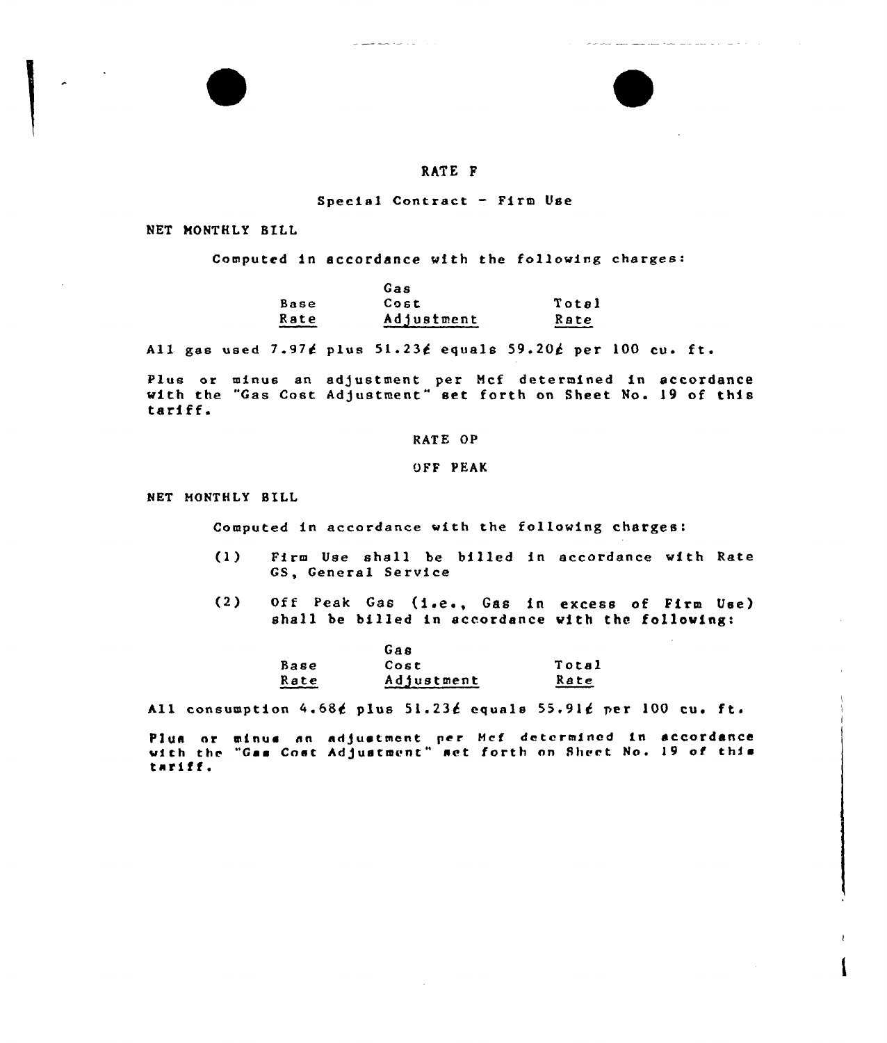## RATE F

### Special Contract - Firm Use

NET MONTHLY BILL

Computed in accordance with the following charges:

| | Base Rate | Gas Cost Adjustment | | Total Rate | |
|---|---|---|---|---|---|
| All gas used | 7.97¢ | plus 51.23¢ | equals | 59.20¢ | per 100 cu. ft. |

Plus or minus an adjustment per Mcf determined in accordance with the "Gas Cost Adjustment" set forth on Sheet No. 19 of this tariff.

## RATE OP

### OFF PEAK

NET MONTHLY BILL

Computed in accordance with the following charges:

(1) Firm Use shall be billed in accordance with Rate GS, General Service

(2) Off Peak Gas (i.e., Gas in excess of Firm Use) shall be billed in accordance with the following:

| | Base Rate | Gas Cost Adjustment | | Total Rate | |
|---|---|---|---|---|---|
| All consumption | 4.68¢ | plus 51.23¢ | equals | 55.91¢ | per 100 cu. ft. |

Plus or minus an adjustment per Mcf determined in accordance with the "Gas Cost Adjustment" set forth on Sheet No. 19 of this tariff.